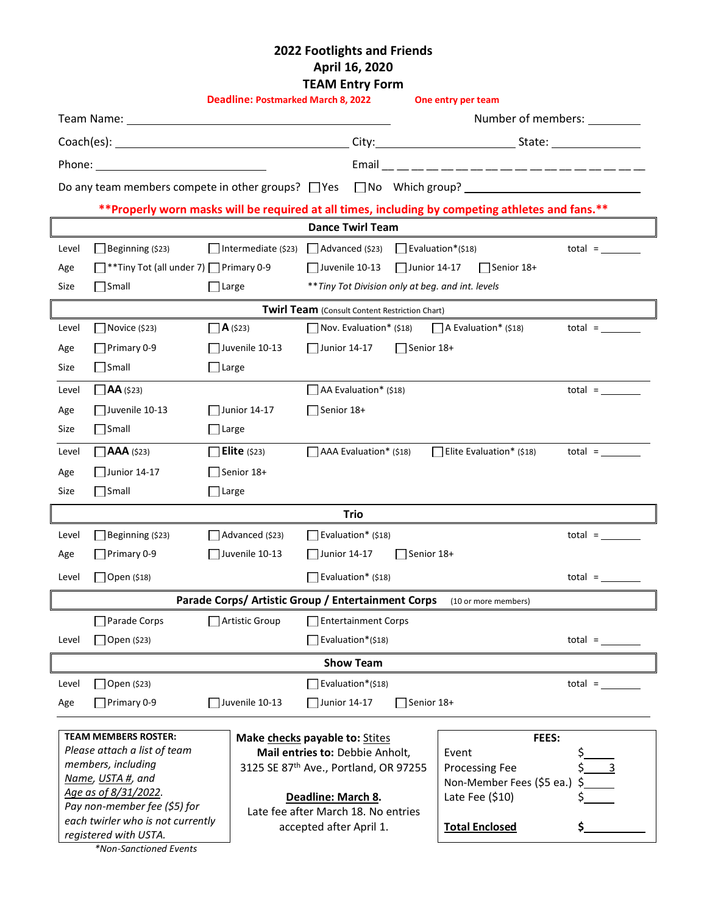# 2022 Footlights and Friends
## April 16, 2020
## TEAM Entry Form

**Deadline: Postmarked March 8, 2022** **One entry per team**

Team Name: ______________________ Number of members: ________

Coach(es): ______________________ City: ______________ State: __________

Phone: ______________________ Email ______________________

Do any team members compete in other groups? ☐Yes ☐No Which group? ______________________

**\*\*Properly worn masks will be required at all times, including by competing athletes and fans.\*\***

### Dance Twirl Team

| | | | | | |
|---|---|---|---|---|---|
| Level | ☐ Beginning ($23) | ☐ Intermediate ($23) | ☐ Advanced ($23) | ☐ Evaluation*($18) | total = ______ |
| Age | ☐ **Tiny Tot (all under 7) | ☐ Primary 0-9 | ☐ Juvenile 10-13 | ☐ Junior 14-17 ☐ Senior 18+ | |
| Size | ☐ Small | ☐ Large | *\*\*Tiny Tot Division only at beg. and int. levels* | | |

### Twirl Team (Consult Content Restriction Chart)

| | | | | | |
|---|---|---|---|---|---|
| Level | ☐ Novice ($23) | ☐ **A** ($23) | ☐ Nov. Evaluation* ($18) | ☐ A Evaluation* ($18) | total = ______ |
| Age | ☐ Primary 0-9 | ☐ Juvenile 10-13 | ☐ Junior 14-17 | ☐ Senior 18+ | |
| Size | ☐ Small | ☐ Large | | | |
| Level | ☐ **AA** ($23) | | ☐ AA Evaluation* ($18) | | total = ______ |
| Age | ☐ Juvenile 10-13 | ☐ Junior 14-17 | ☐ Senior 18+ | | |
| Size | ☐ Small | ☐ Large | | | |
| Level | ☐ **AAA** ($23) | ☐ **Elite** ($23) | ☐ AAA Evaluation* ($18) | ☐ Elite Evaluation* ($18) | total = ______ |
| Age | ☐ Junior 14-17 | ☐ Senior 18+ | | | |
| Size | ☐ Small | ☐ Large | | | |

### Trio

| | | | | | |
|---|---|---|---|---|---|
| Level | ☐ Beginning ($23) | ☐ Advanced ($23) | ☐ Evaluation* ($18) | | total = ______ |
| Age | ☐ Primary 0-9 | ☐ Juvenile 10-13 | ☐ Junior 14-17 | ☐ Senior 18+ | |
| Level | ☐ Open ($18) | | ☐ Evaluation* ($18) | | total = ______ |

### Parade Corps/ Artistic Group / Entertainment Corps (10 or more members)

| | | | | |
|---|---|---|---|---|
| | ☐ Parade Corps | ☐ Artistic Group | ☐ Entertainment Corps | |
| Level | ☐ Open ($23) | | ☐ Evaluation*($18) | total = ______ |

### Show Team

| | | | | | |
|---|---|---|---|---|---|
| Level | ☐ Open ($23) | | ☐ Evaluation*($18) | | total = ______ |
| Age | ☐ Primary 0-9 | ☐ Juvenile 10-13 | ☐ Junior 14-17 | ☐ Senior 18+ | |

**TEAM MEMBERS ROSTER:**
*Please attach a list of team members, including Name, USTA #, and Age as of 8/31/2022. Pay non-member fee ($5) for each twirler who is not currently registered with USTA.*

*\*Non-Sanctioned Events*

**Make checks payable to:** Stites
**Mail entries to:** Debbie Anholt, 3125 SE 87th Ave., Portland, OR 97255

**Deadline: March 8.**
Late fee after March 18. No entries accepted after April 1.

**FEES:**

| | |
|---|---|
| Event | $______ |
| Processing Fee | $ 3 |
| Non-Member Fees ($5 ea.) | $______ |
| Late Fee ($10) | $______ |
| **Total Enclosed** | **$**______ |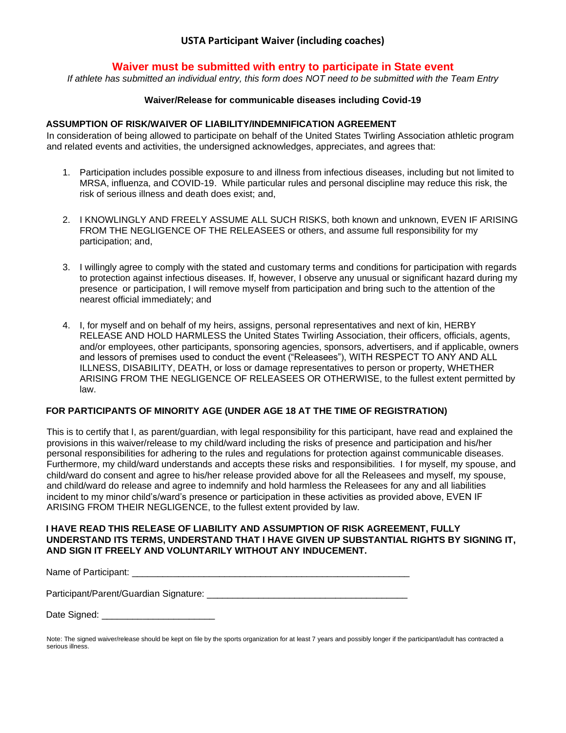# USTA Participant Waiver (including coaches)

## Waiver must be submitted with entry to participate in State event

*If athlete has submitted an individual entry, this form does NOT need to be submitted with the Team Entry*

**Waiver/Release for communicable diseases including Covid-19**

**ASSUMPTION OF RISK/WAIVER OF LIABILITY/INDEMNIFICATION AGREEMENT**

In consideration of being allowed to participate on behalf of the United States Twirling Association athletic program and related events and activities, the undersigned acknowledges, appreciates, and agrees that:

1. Participation includes possible exposure to and illness from infectious diseases, including but not limited to MRSA, influenza, and COVID-19. While particular rules and personal discipline may reduce this risk, the risk of serious illness and death does exist; and,

2. I KNOWLINGLY AND FREELY ASSUME ALL SUCH RISKS, both known and unknown, EVEN IF ARISING FROM THE NEGLIGENCE OF THE RELEASEES or others, and assume full responsibility for my participation; and,

3. I willingly agree to comply with the stated and customary terms and conditions for participation with regards to protection against infectious diseases. If, however, I observe any unusual or significant hazard during my presence or participation, I will remove myself from participation and bring such to the attention of the nearest official immediately; and

4. I, for myself and on behalf of my heirs, assigns, personal representatives and next of kin, HERBY RELEASE AND HOLD HARMLESS the United States Twirling Association, their officers, officials, agents, and/or employees, other participants, sponsoring agencies, sponsors, advertisers, and if applicable, owners and lessors of premises used to conduct the event ("Releasees"), WITH RESPECT TO ANY AND ALL ILLNESS, DISABILITY, DEATH, or loss or damage representatives to person or property, WHETHER ARISING FROM THE NEGLIGENCE OF RELEASEES OR OTHERWISE, to the fullest extent permitted by law.

**FOR PARTICIPANTS OF MINORITY AGE (UNDER AGE 18 AT THE TIME OF REGISTRATION)**

This is to certify that I, as parent/guardian, with legal responsibility for this participant, have read and explained the provisions in this waiver/release to my child/ward including the risks of presence and participation and his/her personal responsibilities for adhering to the rules and regulations for protection against communicable diseases. Furthermore, my child/ward understands and accepts these risks and responsibilities. I for myself, my spouse, and child/ward do consent and agree to his/her release provided above for all the Releasees and myself, my spouse, and child/ward do release and agree to indemnify and hold harmless the Releasees for any and all liabilities incident to my minor child's/ward's presence or participation in these activities as provided above, EVEN IF ARISING FROM THEIR NEGLIGENCE, to the fullest extent provided by law.

**I HAVE READ THIS RELEASE OF LIABILITY AND ASSUMPTION OF RISK AGREEMENT, FULLY UNDERSTAND ITS TERMS, UNDERSTAND THAT I HAVE GIVEN UP SUBSTANTIAL RIGHTS BY SIGNING IT, AND SIGN IT FREELY AND VOLUNTARILY WITHOUT ANY INDUCEMENT.**

Name of Participant: ______________________________________________________

Participant/Parent/Guardian Signature: ______________________________________

Date Signed: _____________________

Note: The signed waiver/release should be kept on file by the sports organization for at least 7 years and possibly longer if the participant/adult has contracted a serious illness.